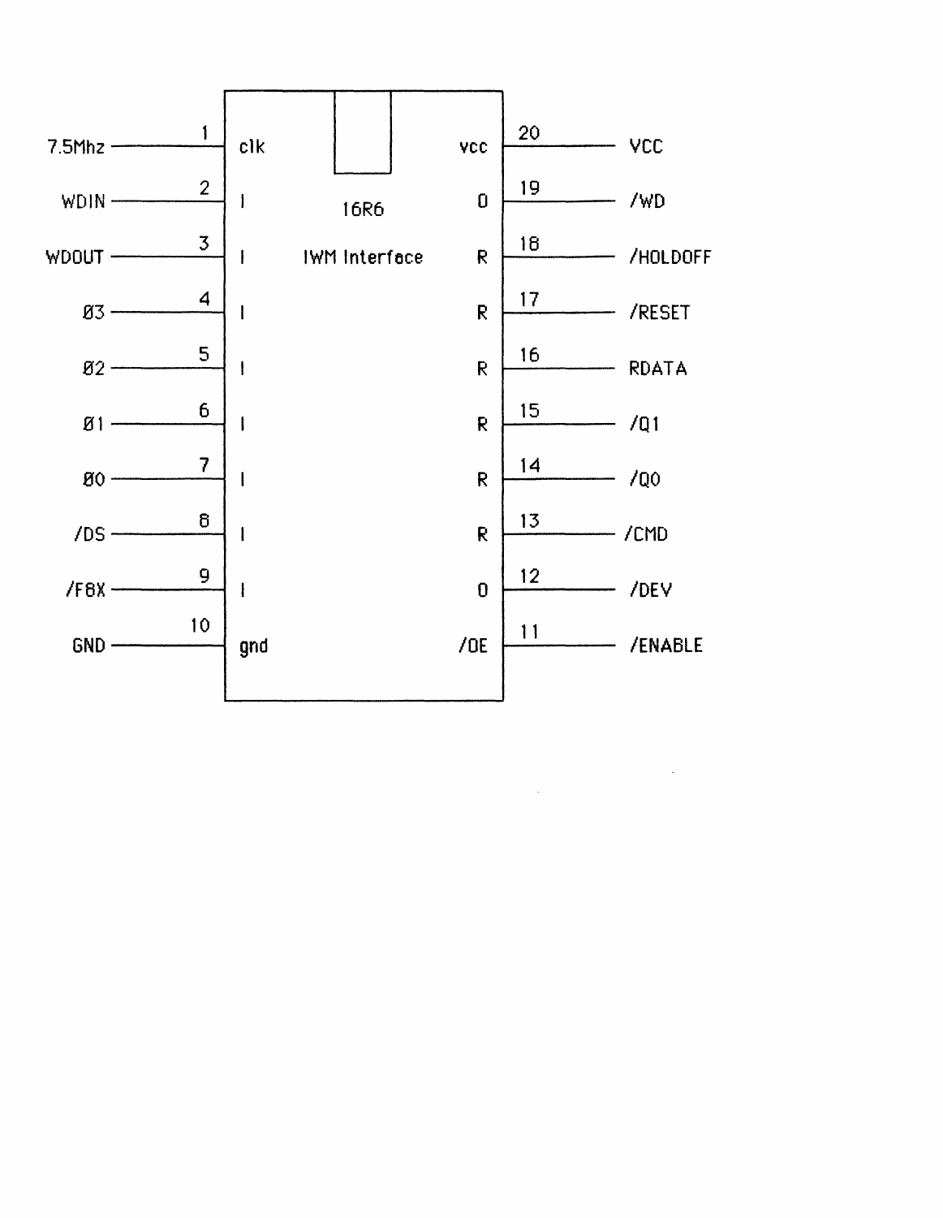# 16R6 IWM Interface

| Signal | Pin | Function | | Function | Pin | Signal |
| --- | --- | --- | --- | --- | --- | --- |
| 7.5Mhz | 1 | clk | | vcc | 20 | VCC |
| WDIN | 2 | I | | O | 19 | /WD |
| WDOUT | 3 | I | | R | 18 | /HOLDOFF |
| Ø3 | 4 | I | | R | 17 | /RESET |
| Ø2 | 5 | I | | R | 16 | RDATA |
| Ø1 | 6 | I | | R | 15 | /Q1 |
| Ø0 | 7 | I | | R | 14 | /Q0 |
| /DS | 8 | I | | R | 13 | /CMD |
| /F8X | 9 | I | | O | 12 | /DEV |
| GND | 10 | gnd | | /OE | 11 | /ENABLE |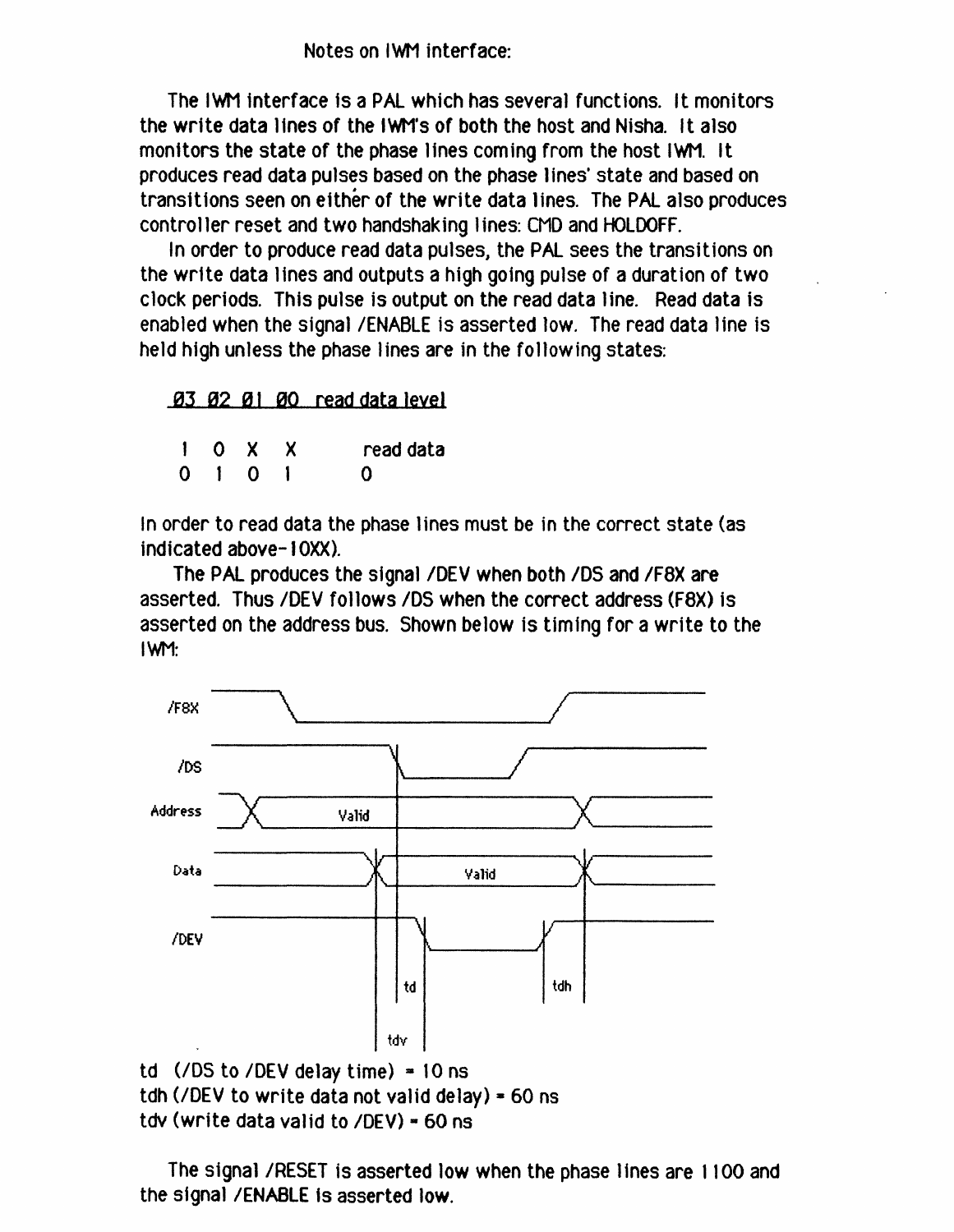Notes on IWM interface:

The IWM interface is a PAL which has several functions. It monitors the write data lines of the IWM's of both the host and Nisha. It also monitors the state of the phase lines coming from the host IWM. It produces read data pulses based on the phase lines' state and based on transitions seen on either of the write data lines. The PAL also produces controller reset and two handshaking lines: CMD and HOLDOFF.

In order to produce read data pulses, the PAL sees the transitions on the write data lines and outputs a high going pulse of a duration of two clock periods. This pulse is output on the read data line. Read data is enabled when the signal /ENABLE is asserted low. The read data line is held high unless the phase lines are in the following states:

| Ø3 | Ø2 | Ø1 | Ø0 | read data level |
|---|---|---|---|---|
| 1 | 0 | X | X | read data |
| 0 | 1 | 0 | 1 | 0 |

In order to read data the phase lines must be in the correct state (as indicated above-10XX).

The PAL produces the signal /DEV when both /DS and /F8X are asserted. Thus /DEV follows /DS when the correct address (F8X) is asserted on the address bus. Shown below is timing for a write to the IWM:

td (/DS to /DEV delay time) = 10 ns
tdh (/DEV to write data not valid delay) = 60 ns
tdv (write data valid to /DEV) = 60 ns

The signal /RESET is asserted low when the phase lines are 1100 and the signal /ENABLE is asserted low.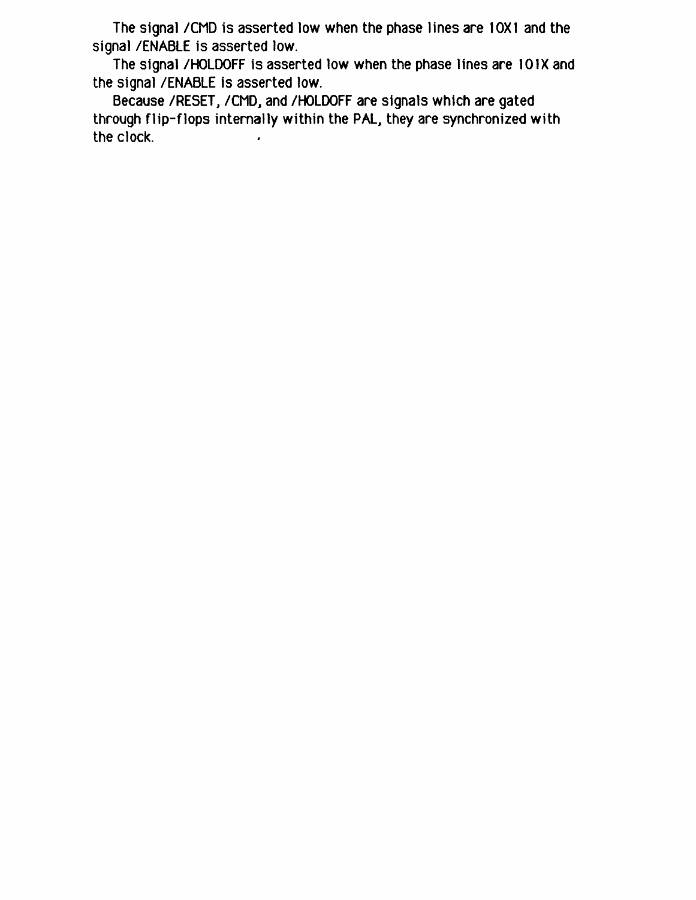The signal /CMD is asserted low when the phase lines are 10X1 and the signal /ENABLE is asserted low.

The signal /HOLDOFF is asserted low when the phase lines are 101X and the signal /ENABLE is asserted low.

Because /RESET, /CMD, and /HOLDOFF are signals which are gated through flip-flops internally within the PAL, they are synchronized with the clock.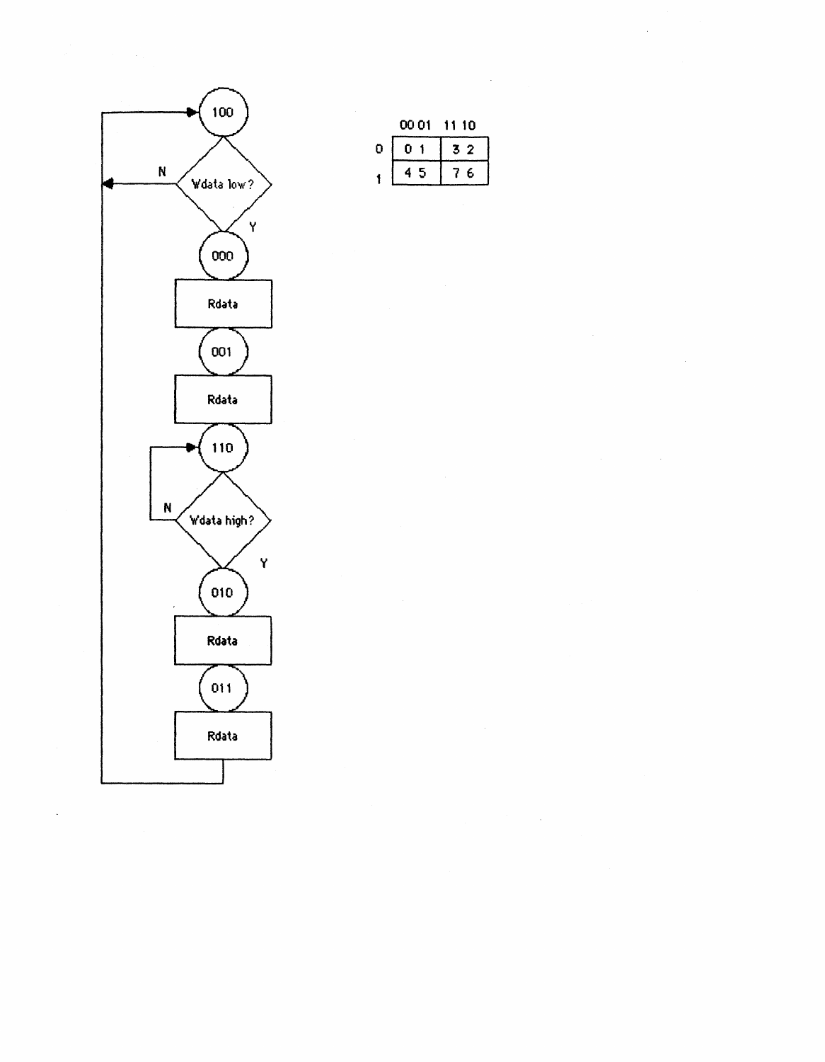100

Wdata low?

N

Y

000

Rdata

001

Rdata

110

Wdata high?

N

Y

010

Rdata

011

Rdata

| | 00 | 01 | 11 | 10 |
|---|---|---|---|---|
| 0 | 0 | 1 | 3 | 2 |
| 1 | 4 | 5 | 7 | 6 |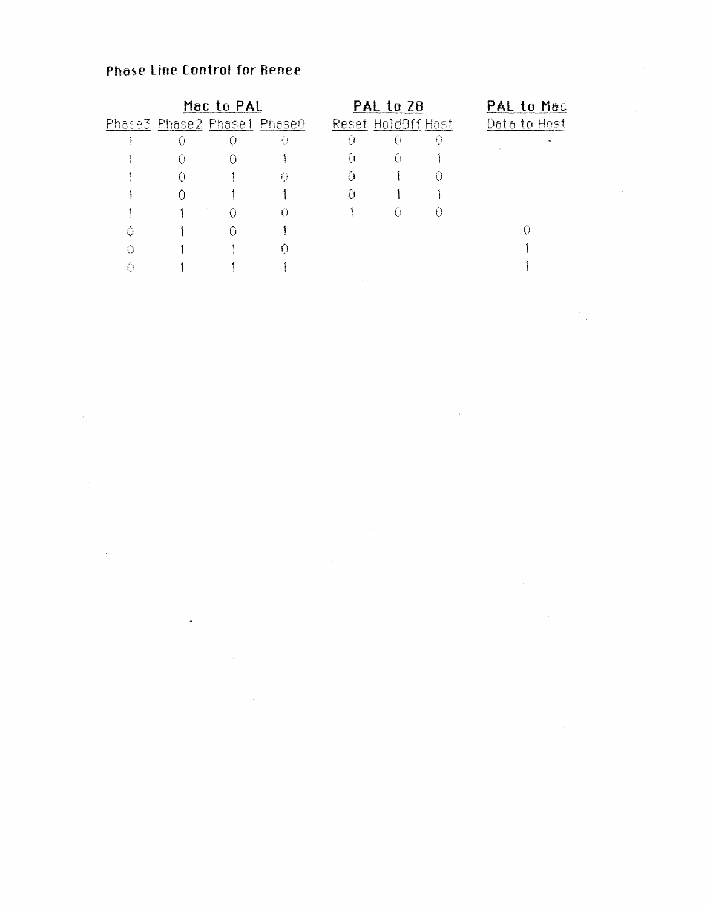# Phase Line Control for Renee

| Mac to PAL | | | | PAL to Z8 | | | PAL to Mac |
|---|---|---|---|---|---|---|---|
| Phase3 | Phase2 | Phase1 | Phase0 | Reset | HoldOff | Host | Data to Host |
| 1 | 0 | 0 | 0 | 0 | 0 | 0 | - |
| 1 | 0 | 0 | 1 | 0 | 0 | 1 | |
| 1 | 0 | 1 | 0 | 0 | 1 | 0 | |
| 1 | 0 | 1 | 1 | 0 | 1 | 1 | |
| 1 | 1 | 0 | 0 | 1 | 0 | 0 | |
| 0 | 1 | 0 | 1 | | | | 0 |
| 0 | 1 | 1 | 0 | | | | 1 |
| 0 | 1 | 1 | 1 | | | | 1 |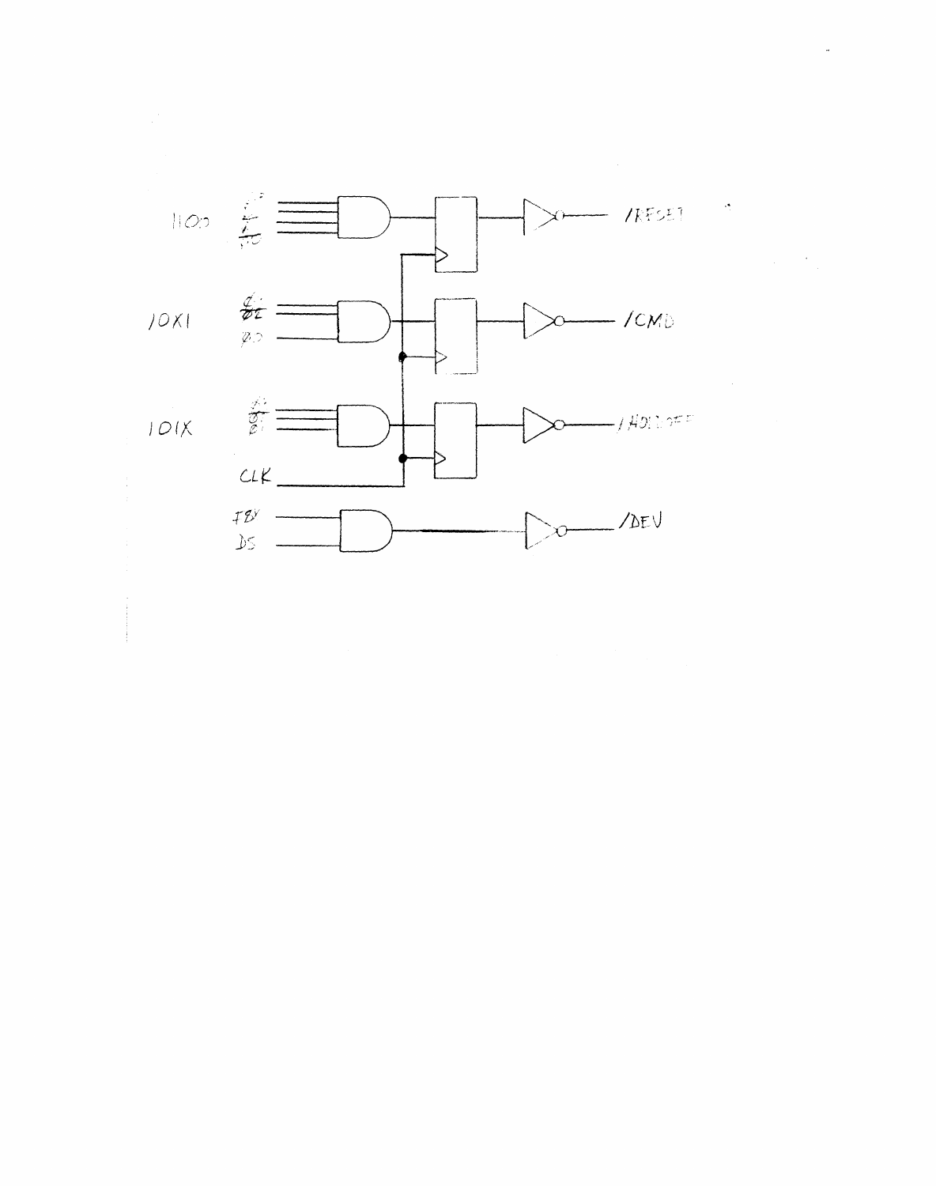1100

10X1

101X

CLK

FBY

DS

/RESET

/CMD

/HOLDOFF

/DEV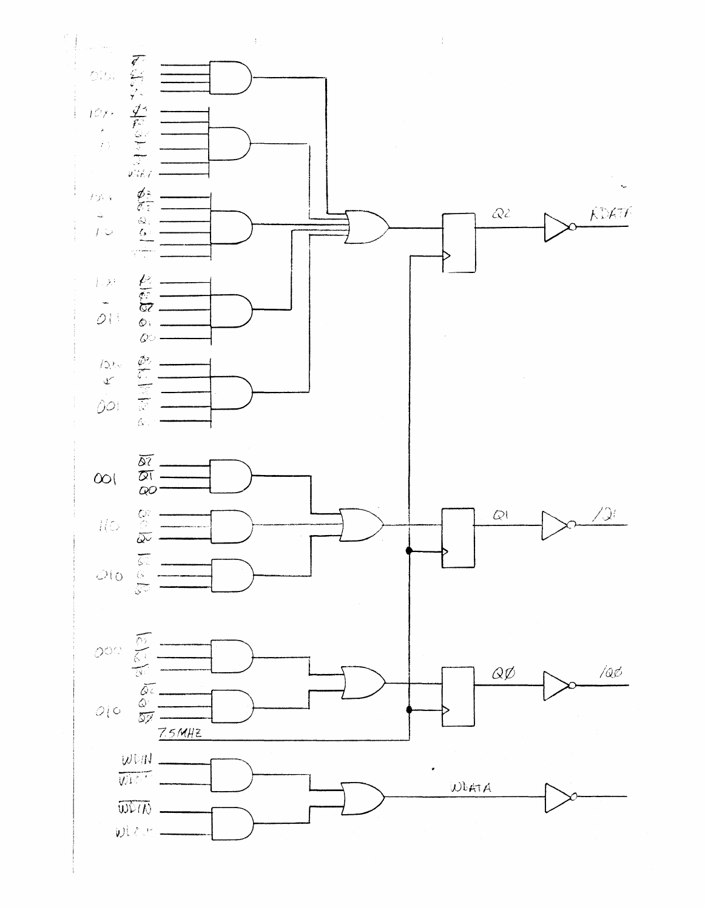010

100 - 110

100 - 110

100 - 011

100 & 001

Q2

RDATA

001

110

010

Q1

/Q1

000

010

QØ

/QØ

7.5MHZ

WDIN

$\overline{WDIN}$

WDATA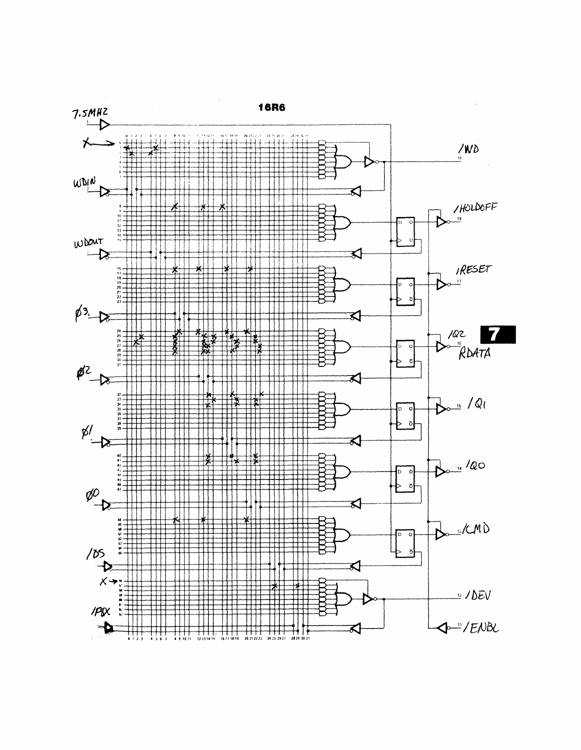# 16R6

7.5MHZ

X →

WDIN

WDOUT

ø3

ø2

ø1

ø0

/DS

X →

/P8X

/WD

/HOLDOFF

/RESET

/Q2
RDATA

/Q1

/Q0

/CMD

/DEV

/ENBL

7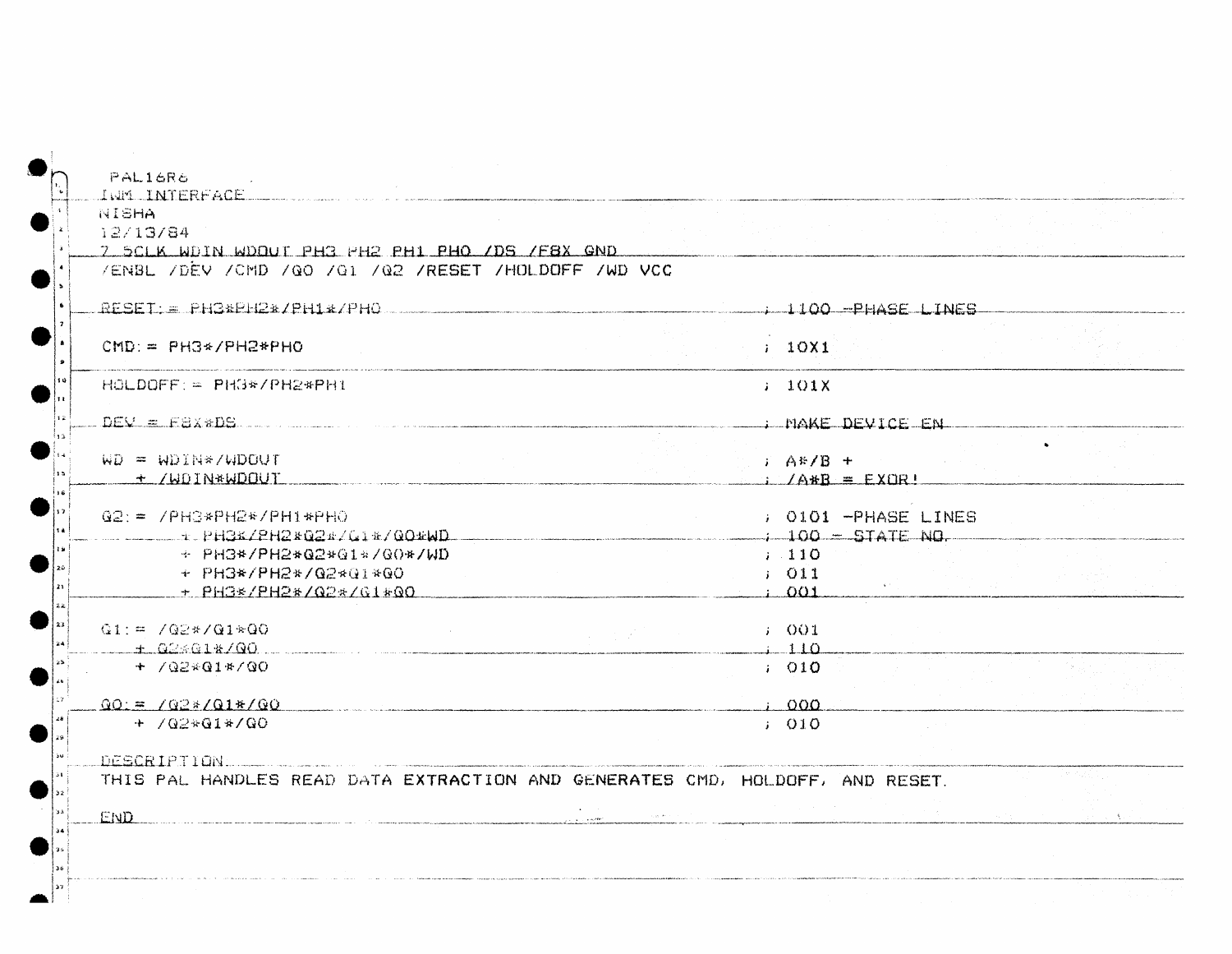```
PAL16R6
INM INTERFACE
NISHA
12/13/84
7.5CLK WDIN WDOUT PH3 PH2 PH1 PH0 /DS /F8X GND
/ENBL /DEV /CMD /Q0 /Q1 /Q2 /RESET /HOLDOFF /WD VCC

RESET:= PH3*PH2*/PH1*/PH0                                   ; 1100 -PHASE LINES

CMD:= PH3*/PH2*PH0                                          ; 10X1

HOLDOFF:= PH3*/PH2*PH1                                      ; 101X

DEV = F8X*DS                                                ; MAKE DEVICE EN

WD = WDIN*/WDOUT                                            ; A*/B +
   + /WDIN*WDOUT                                            ; /A*B = EXOR!

Q2:= /PH3*PH2*/PH1*PH0                                      ; 0101 -PHASE LINES
      + PH3*/PH2*Q2*/Q1*/Q0*WD                              ; 100 - STATE NO.
      + PH3*/PH2*Q2*Q1*/Q0*/WD                              ; 110
      + PH3*/PH2*/Q2*Q1*Q0                                  ; 011
      + PH3*/PH2*/Q2*/Q1*Q0                                 ; 001

Q1:= /Q2*/Q1*Q0                                             ; 001
   + Q2*Q1*/Q0                                              ; 110
   + /Q2*Q1*/Q0                                             ; 010

Q0:= /Q2*/Q1*/Q0                                            ; 000
   + /Q2*Q1*/Q0                                             ; 010

DESCRIPTION
THIS PAL HANDLES READ DATA EXTRACTION AND GENERATES CMD, HOLDOFF, AND RESET.

END
```